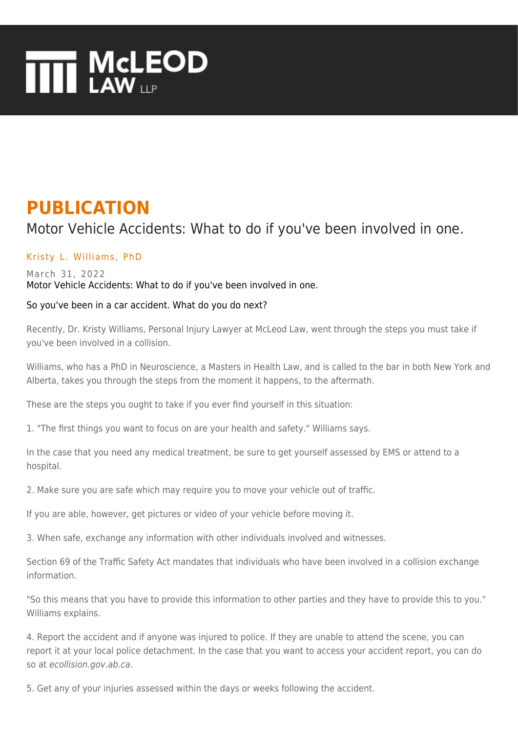# McLEOD LAW LLP

## PUBLICATION

Motor Vehicle Accidents: What to do if you've been involved in one.

Kristy L. Williams, PhD

March 31, 2022

Motor Vehicle Accidents: What to do if you've been involved in one.

So you've been in a car accident. What do you do next?

Recently, Dr. Kristy Williams, Personal Injury Lawyer at McLeod Law, went through the steps you must take if you've been involved in a collision.

Williams, who has a PhD in Neuroscience, a Masters in Health Law, and is called to the bar in both New York and Alberta, takes you through the steps from the moment it happens, to the aftermath.

These are the steps you ought to take if you ever find yourself in this situation:

1. "The first things you want to focus on are your health and safety." Williams says.

In the case that you need any medical treatment, be sure to get yourself assessed by EMS or attend to a hospital.

2. Make sure you are safe which may require you to move your vehicle out of traffic.

If you are able, however, get pictures or video of your vehicle before moving it.

3. When safe, exchange any information with other individuals involved and witnesses.

Section 69 of the Traffic Safety Act mandates that individuals who have been involved in a collision exchange information.

"So this means that you have to provide this information to other parties and they have to provide this to you." Williams explains.

4. Report the accident and if anyone was injured to police. If they are unable to attend the scene, you can report it at your local police detachment. In the case that you want to access your accident report, you can do so at *ecollision.gov.ab.ca*.

5. Get any of your injuries assessed within the days or weeks following the accident.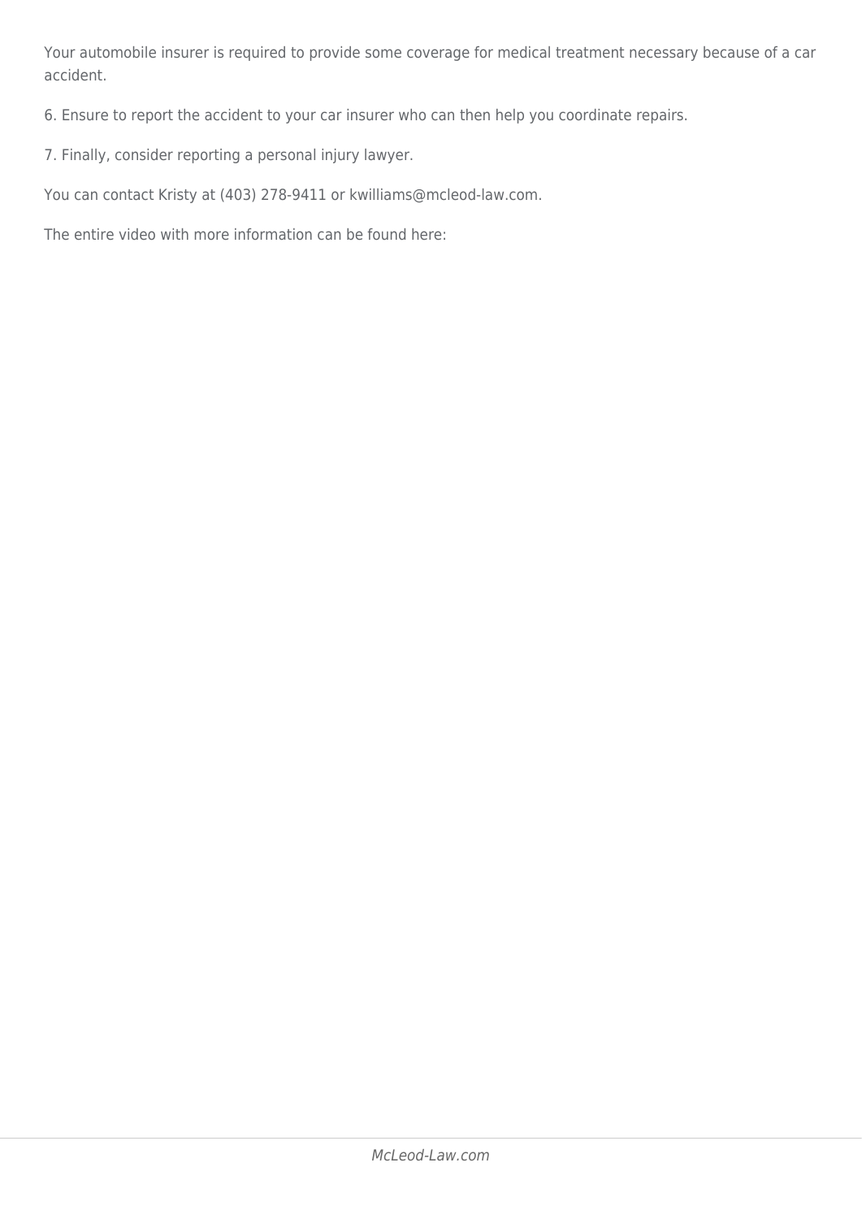Your automobile insurer is required to provide some coverage for medical treatment necessary because of a car accident.

6. Ensure to report the accident to your car insurer who can then help you coordinate repairs.

7. Finally, consider reporting a personal injury lawyer.

You can contact Kristy at (403) 278-9411 or kwilliams@mcleod-law.com.

The entire video with more information can be found here: